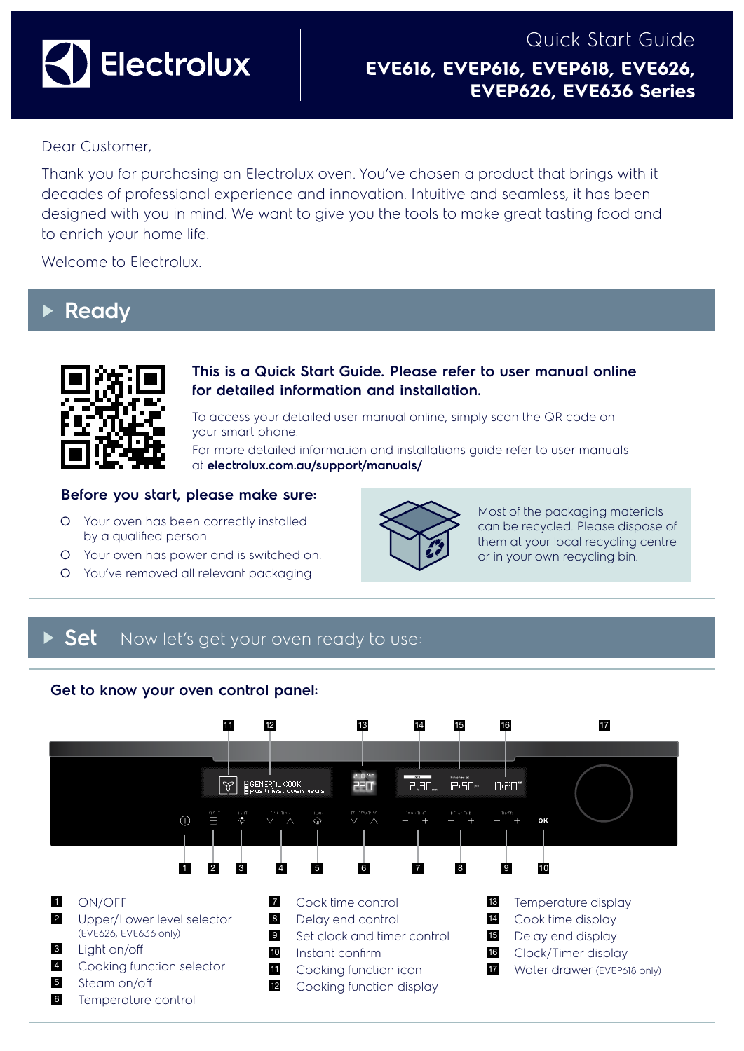# Electrolux

Quick Start Guide

**EVE616, EVEP616, EVEP618, EVE626, EVEP626, EVE636 Series**

Dear Customer,

Thank you for purchasing an Electrolux oven. You've chosen a product that brings with it decades of professional experience and innovation. Intuitive and seamless, it has been designed with you in mind. We want to give you the tools to make great tasting food and to enrich your home life.

Welcome to Electrolux.

## Ready

**This is a Quick Start Guide. Please refer to user manual online for detailed information and installation.**

To access your detailed user manual online, simply scan the QR code on your smart phone.

For more detailed information and installations guide refer to user manuals at **electrolux.com.au/support/manuals/**

### Before you start, please make sure:

- Your oven has been correctly installed by a qualified person.
- Your oven has power and is switched on.
- You've removed all relevant packaging.

Most of the packaging materials can be recycled. Please dispose of them at your local recycling centre or in your own recycling bin.

## Set

Now let's get your oven ready to use:

### Get to know your oven control panel:

1. ON/OFF
2. Upper/Lower level selector (EVE626, EVE636 only)
3. Light on/off
4. Cooking function selector
5. Steam on/off
6. Temperature control
7. Cook time control
8. Delay end control
9. Set clock and timer control
10. Instant confirm
11. Cooking function icon
12. Cooking function display
13. Temperature display
14. Cook time display
15. Delay end display
16. Clock/Timer display
17. Water drawer (EVEP618 only)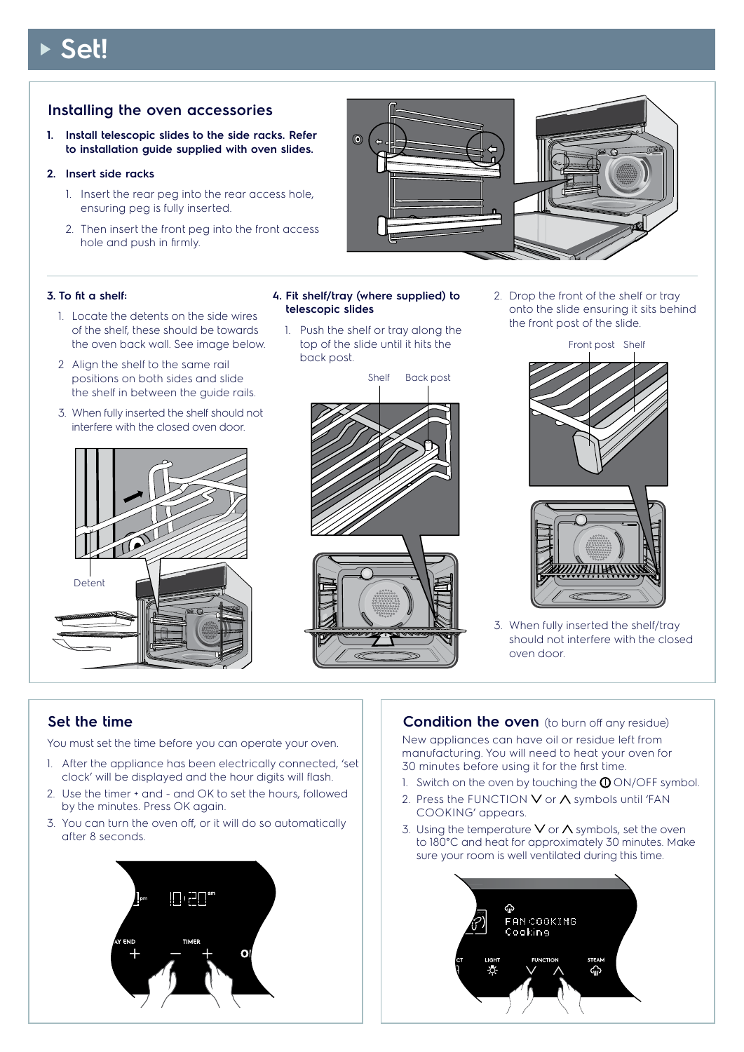# Set!

## Installing the oven accessories

1. **Install telescopic slides to the side racks. Refer to installation guide supplied with oven slides.**
2. **Insert side racks**
   1. Insert the rear peg into the rear access hole, ensuring peg is fully inserted.
   2. Then insert the front peg into the front access hole and push in firmly.

### 3. To fit a shelf:

1. Locate the detents on the side wires of the shelf, these should be towards the oven back wall. See image below.
2. Align the shelf to the same rail positions on both sides and slide the shelf in between the guide rails.
3. When fully inserted the shelf should not interfere with the closed oven door.

Detent

### 4. Fit shelf/tray (where supplied) to telescopic slides

1. Push the shelf or tray along the top of the slide until it hits the back post.

Shelf Back post

2. Drop the front of the shelf or tray onto the slide ensuring it sits behind the front post of the slide.

Front post Shelf

3. When fully inserted the shelf/tray should not interfere with the closed oven door.

## Set the time

You must set the time before you can operate your oven.

1. After the appliance has been electrically connected, 'set clock' will be displayed and the hour digits will flash.
2. Use the timer + and - and OK to set the hours, followed by the minutes. Press OK again.
3. You can turn the oven off, or it will do so automatically after 8 seconds.

## Condition the oven (to burn off any residue)

New appliances can have oil or residue left from manufacturing. You will need to heat your oven for 30 minutes before using it for the first time.

1. Switch on the oven by touching the ON/OFF symbol.
2. Press the FUNCTION ∨ or ∧ symbols until 'FAN COOKING' appears.
3. Using the temperature ∨ or ∧ symbols, set the oven to 180°C and heat for approximately 30 minutes. Make sure your room is well ventilated during this time.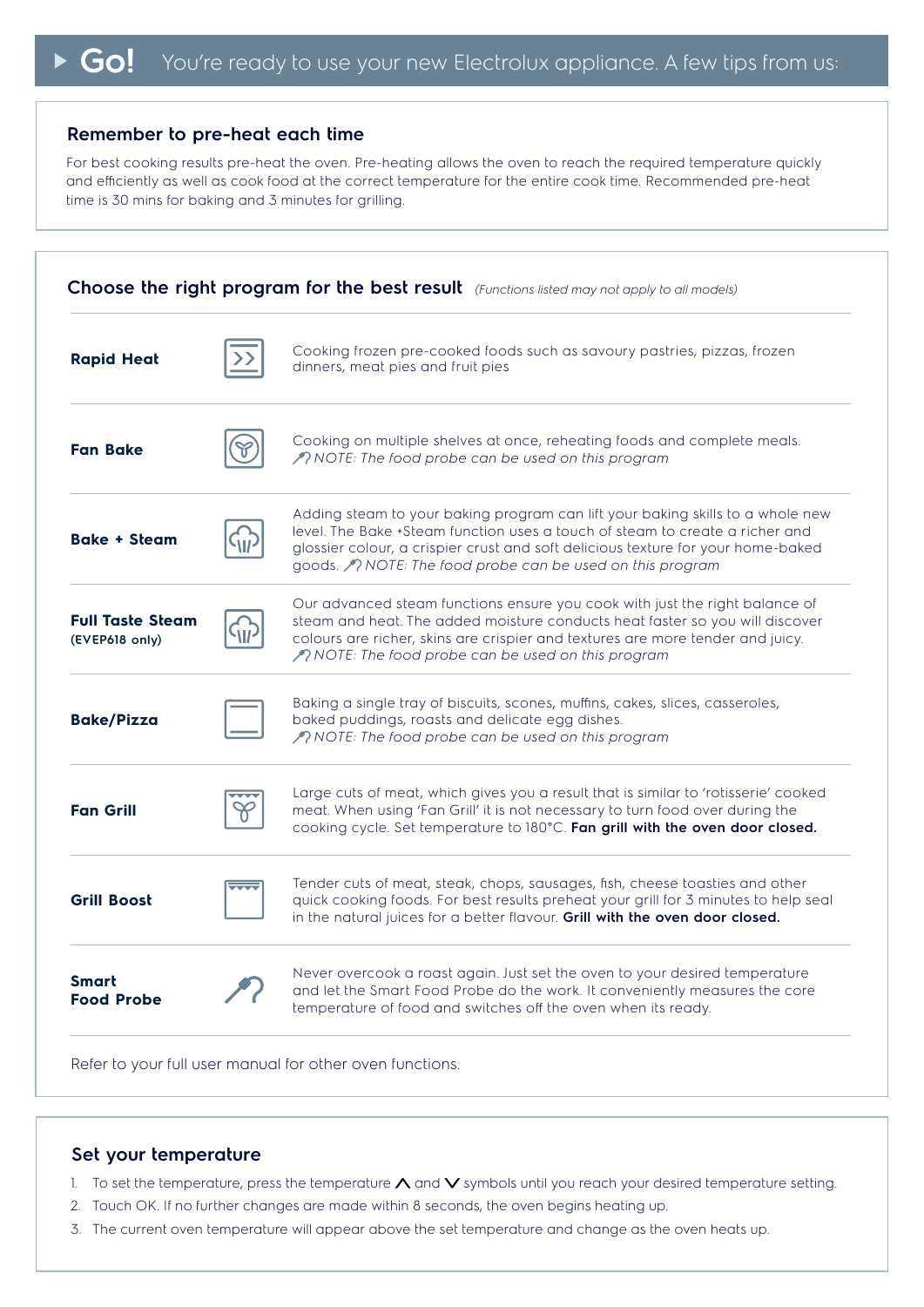# ▸ Go! You're ready to use your new Electrolux appliance. A few tips from us:

## Remember to pre-heat each time

For best cooking results pre-heat the oven. Pre-heating allows the oven to reach the required temperature quickly and efficiently as well as cook food at the correct temperature for the entire cook time. Recommended pre-heat time is 30 mins for baking and 3 minutes for grilling.

## Choose the right program for the best result *(Functions listed may not apply to all models)*

| Program | Description |
|---|---|
| **Rapid Heat** | Cooking frozen pre-cooked foods such as savoury pastries, pizzas, frozen dinners, meat pies and fruit pies |
| **Fan Bake** | Cooking on multiple shelves at once, reheating foods and complete meals. *NOTE: The food probe can be used on this program* |
| **Bake + Steam** | Adding steam to your baking program can lift your baking skills to a whole new level. The Bake +Steam function uses a touch of steam to create a richer and glossier colour, a crispier crust and soft delicious texture for your home-baked goods. *NOTE: The food probe can be used on this program* |
| **Full Taste Steam** (EVEP618 only) | Our advanced steam functions ensure you cook with just the right balance of steam and heat. The added moisture conducts heat faster so you will discover colours are richer, skins are crispier and textures are more tender and juicy. *NOTE: The food probe can be used on this program* |
| **Bake/Pizza** | Baking a single tray of biscuits, scones, muffins, cakes, slices, casseroles, baked puddings, roasts and delicate egg dishes. *NOTE: The food probe can be used on this program* |
| **Fan Grill** | Large cuts of meat, which gives you a result that is similar to 'rotisserie' cooked meat. When using 'Fan Grill' it is not necessary to turn food over during the cooking cycle. Set temperature to 180°C. **Fan grill with the oven door closed.** |
| **Grill Boost** | Tender cuts of meat, steak, chops, sausages, fish, cheese toasties and other quick cooking foods. For best results preheat your grill for 3 minutes to help seal in the natural juices for a better flavour. **Grill with the oven door closed.** |
| **Smart Food Probe** | Never overcook a roast again. Just set the oven to your desired temperature and let the Smart Food Probe do the work. It conveniently measures the core temperature of food and switches off the oven when its ready. |

Refer to your full user manual for other oven functions.

## Set your temperature

1. To set the temperature, press the temperature ∧ and ∨ symbols until you reach your desired temperature setting.
2. Touch OK. If no further changes are made within 8 seconds, the oven begins heating up.
3. The current oven temperature will appear above the set temperature and change as the oven heats up.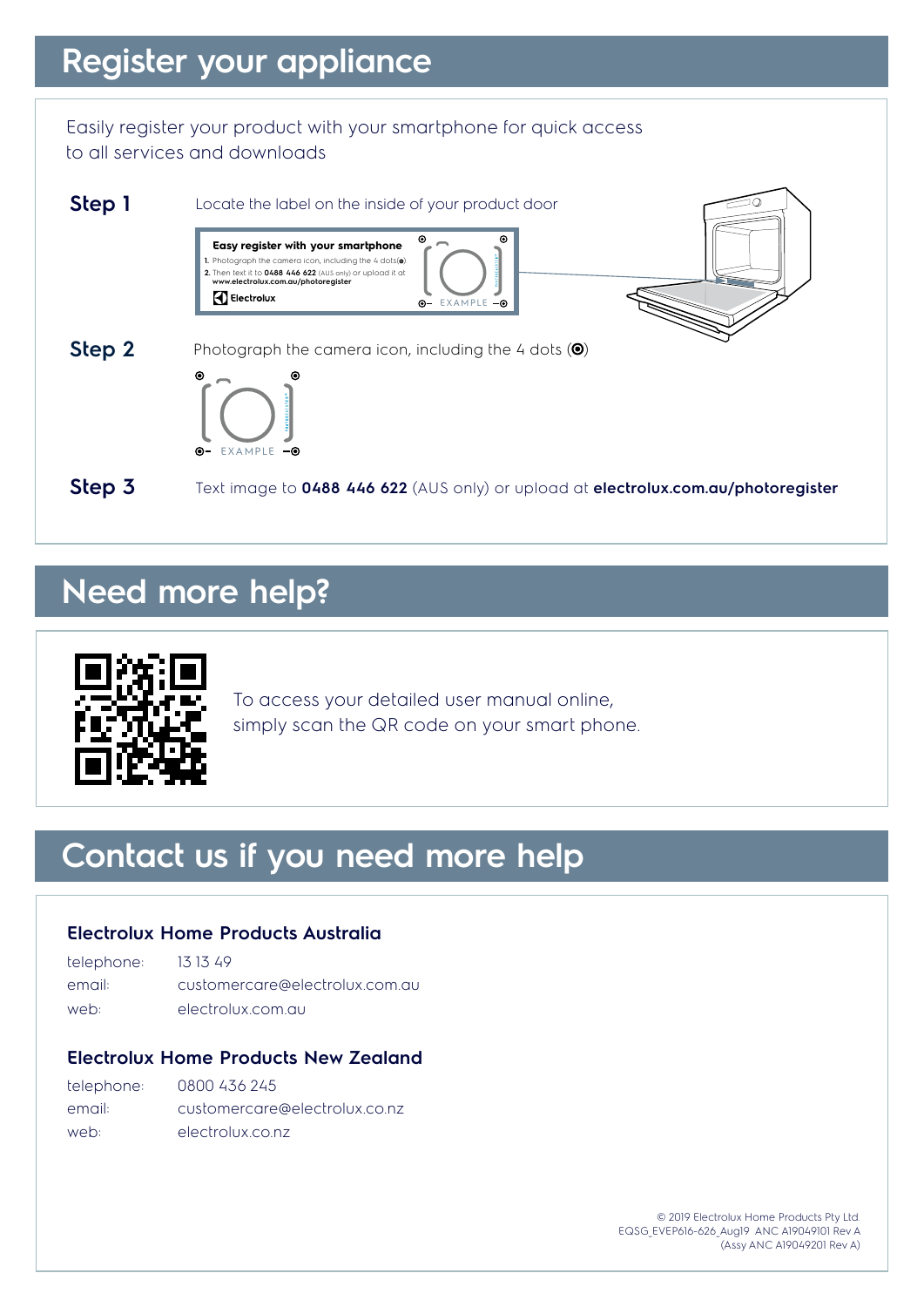# Register your appliance

Easily register your product with your smartphone for quick access to all services and downloads

**Step 1** Locate the label on the inside of your product door

**Easy register with your smartphone**

1. Photograph the camera icon, including the 4 dots
2. Then text it to **0488 446 622** (AUS only) or upload it at **www.electrolux.com.au/photoregister**

Electrolux

EXAMPLE

**Step 2** Photograph the camera icon, including the 4 dots

EXAMPLE

**Step 3** Text image to **0488 446 622** (AUS only) or upload at **electrolux.com.au/photoregister**

# Need more help?

To access your detailed user manual online, simply scan the QR code on your smart phone.

# Contact us if you need more help

### Electrolux Home Products Australia

| | |
|---|---|
| telephone: | 13 13 49 |
| email: | customercare@electrolux.com.au |
| web: | electrolux.com.au |

### Electrolux Home Products New Zealand

| | |
|---|---|
| telephone: | 0800 436 245 |
| email: | customercare@electrolux.co.nz |
| web: | electrolux.co.nz |

© 2019 Electrolux Home Products Pty Ltd.
EQSG_EVEP616-626_Aug19 ANC A19049101 Rev A
(Assy ANC A19049201 Rev A)